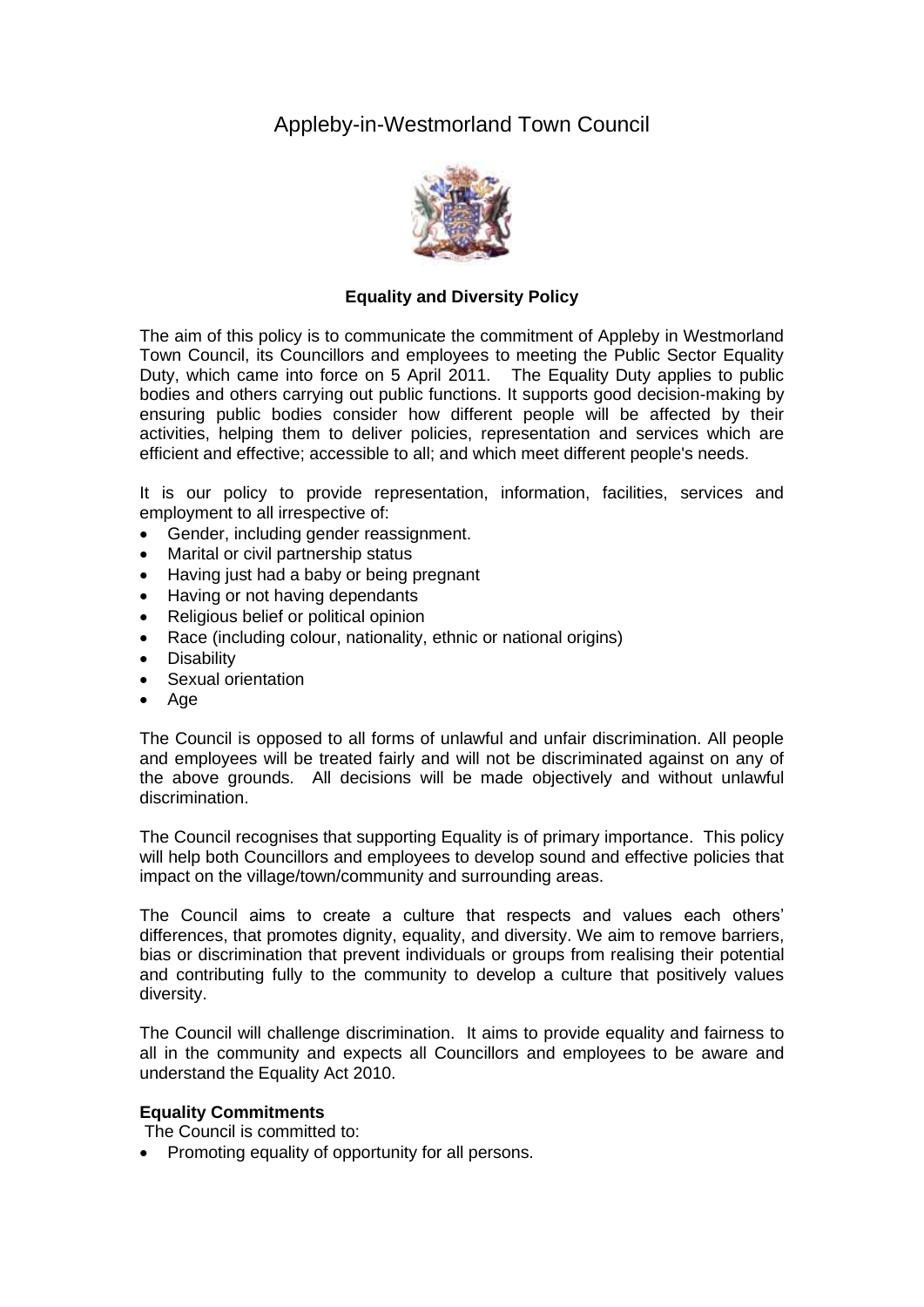# Appleby-in-Westmorland Town Council

## Equality and Diversity Policy

The aim of this policy is to communicate the commitment of Appleby in Westmorland Town Council, its Councillors and employees to meeting the Public Sector Equality Duty, which came into force on 5 April 2011. The Equality Duty applies to public bodies and others carrying out public functions. It supports good decision-making by ensuring public bodies consider how different people will be affected by their activities, helping them to deliver policies, representation and services which are efficient and effective; accessible to all; and which meet different people's needs.

It is our policy to provide representation, information, facilities, services and employment to all irrespective of:

- Gender, including gender reassignment.
- Marital or civil partnership status
- Having just had a baby or being pregnant
- Having or not having dependants
- Religious belief or political opinion
- Race (including colour, nationality, ethnic or national origins)
- Disability
- Sexual orientation
- Age

The Council is opposed to all forms of unlawful and unfair discrimination. All people and employees will be treated fairly and will not be discriminated against on any of the above grounds. All decisions will be made objectively and without unlawful discrimination.

The Council recognises that supporting Equality is of primary importance. This policy will help both Councillors and employees to develop sound and effective policies that impact on the village/town/community and surrounding areas.

The Council aims to create a culture that respects and values each others' differences, that promotes dignity, equality, and diversity. We aim to remove barriers, bias or discrimination that prevent individuals or groups from realising their potential and contributing fully to the community to develop a culture that positively values diversity.

The Council will challenge discrimination. It aims to provide equality and fairness to all in the community and expects all Councillors and employees to be aware and understand the Equality Act 2010.

**Equality Commitments**

The Council is committed to:

- Promoting equality of opportunity for all persons.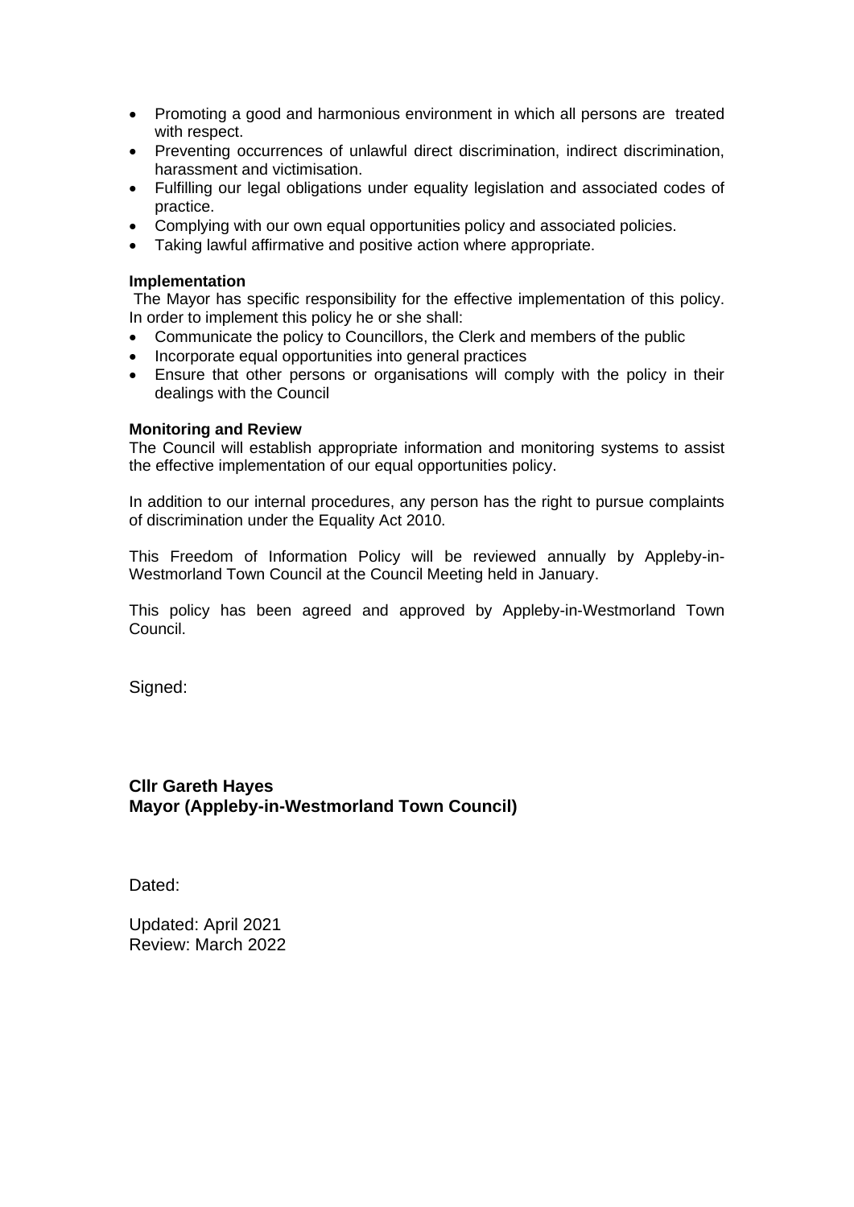- Promoting a good and harmonious environment in which all persons are treated with respect.
- Preventing occurrences of unlawful direct discrimination, indirect discrimination, harassment and victimisation.
- Fulfilling our legal obligations under equality legislation and associated codes of practice.
- Complying with our own equal opportunities policy and associated policies.
- Taking lawful affirmative and positive action where appropriate.

**Implementation**

The Mayor has specific responsibility for the effective implementation of this policy. In order to implement this policy he or she shall:

- Communicate the policy to Councillors, the Clerk and members of the public
- Incorporate equal opportunities into general practices
- Ensure that other persons or organisations will comply with the policy in their dealings with the Council

**Monitoring and Review**

The Council will establish appropriate information and monitoring systems to assist the effective implementation of our equal opportunities policy.

In addition to our internal procedures, any person has the right to pursue complaints of discrimination under the Equality Act 2010.

This Freedom of Information Policy will be reviewed annually by Appleby-in-Westmorland Town Council at the Council Meeting held in January.

This policy has been agreed and approved by Appleby-in-Westmorland Town Council.

Signed:

**Cllr Gareth Hayes**
**Mayor (Appleby-in-Westmorland Town Council)**

Dated:

Updated: April 2021
Review: March 2022